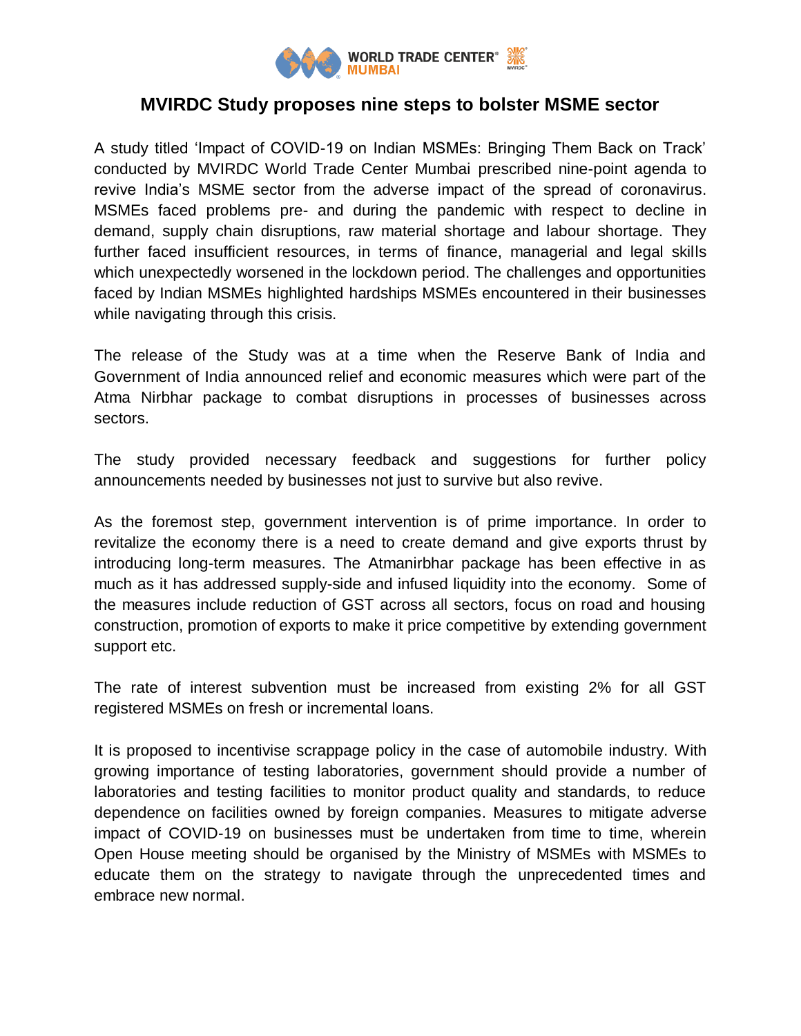# MVIRDC Study proposes nine steps to bolster MSME sector

A study titled 'Impact of COVID-19 on Indian MSMEs: Bringing Them Back on Track' conducted by MVIRDC World Trade Center Mumbai prescribed nine-point agenda to revive India's MSME sector from the adverse impact of the spread of coronavirus. MSMEs faced problems pre- and during the pandemic with respect to decline in demand, supply chain disruptions, raw material shortage and labour shortage. They further faced insufficient resources, in terms of finance, managerial and legal skills which unexpectedly worsened in the lockdown period. The challenges and opportunities faced by Indian MSMEs highlighted hardships MSMEs encountered in their businesses while navigating through this crisis.

The release of the Study was at a time when the Reserve Bank of India and Government of India announced relief and economic measures which were part of the Atma Nirbhar package to combat disruptions in processes of businesses across sectors.

The study provided necessary feedback and suggestions for further policy announcements needed by businesses not just to survive but also revive.

As the foremost step, government intervention is of prime importance. In order to revitalize the economy there is a need to create demand and give exports thrust by introducing long-term measures. The Atmanirbhar package has been effective in as much as it has addressed supply-side and infused liquidity into the economy. Some of the measures include reduction of GST across all sectors, focus on road and housing construction, promotion of exports to make it price competitive by extending government support etc.

The rate of interest subvention must be increased from existing 2% for all GST registered MSMEs on fresh or incremental loans.

It is proposed to incentivise scrappage policy in the case of automobile industry. With growing importance of testing laboratories, government should provide a number of laboratories and testing facilities to monitor product quality and standards, to reduce dependence on facilities owned by foreign companies. Measures to mitigate adverse impact of COVID-19 on businesses must be undertaken from time to time, wherein Open House meeting should be organised by the Ministry of MSMEs with MSMEs to educate them on the strategy to navigate through the unprecedented times and embrace new normal.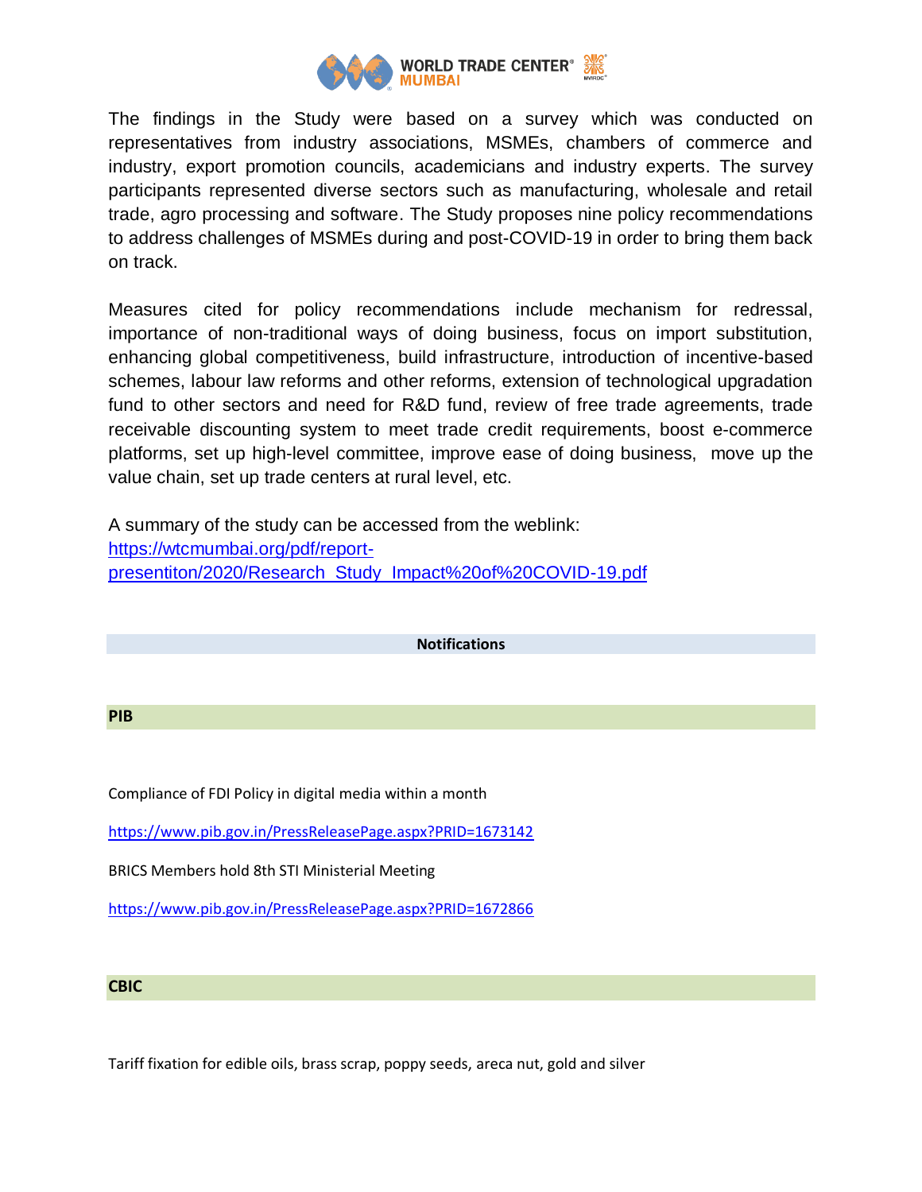The findings in the Study were based on a survey which was conducted on representatives from industry associations, MSMEs, chambers of commerce and industry, export promotion councils, academicians and industry experts. The survey participants represented diverse sectors such as manufacturing, wholesale and retail trade, agro processing and software. The Study proposes nine policy recommendations to address challenges of MSMEs during and post-COVID-19 in order to bring them back on track.

Measures cited for policy recommendations include mechanism for redressal, importance of non-traditional ways of doing business, focus on import substitution, enhancing global competitiveness, build infrastructure, introduction of incentive-based schemes, labour law reforms and other reforms, extension of technological upgradation fund to other sectors and need for R&D fund, review of free trade agreements, trade receivable discounting system to meet trade credit requirements, boost e-commerce platforms, set up high-level committee, improve ease of doing business, move up the value chain, set up trade centers at rural level, etc.

A summary of the study can be accessed from the weblink:
https://wtcmumbai.org/pdf/report-presentiton/2020/Research_Study_Impact%20of%20COVID-19.pdf

## Notifications

### PIB

Compliance of FDI Policy in digital media within a month

https://www.pib.gov.in/PressReleasePage.aspx?PRID=1673142

BRICS Members hold 8th STI Ministerial Meeting

https://www.pib.gov.in/PressReleasePage.aspx?PRID=1672866

### CBIC

Tariff fixation for edible oils, brass scrap, poppy seeds, areca nut, gold and silver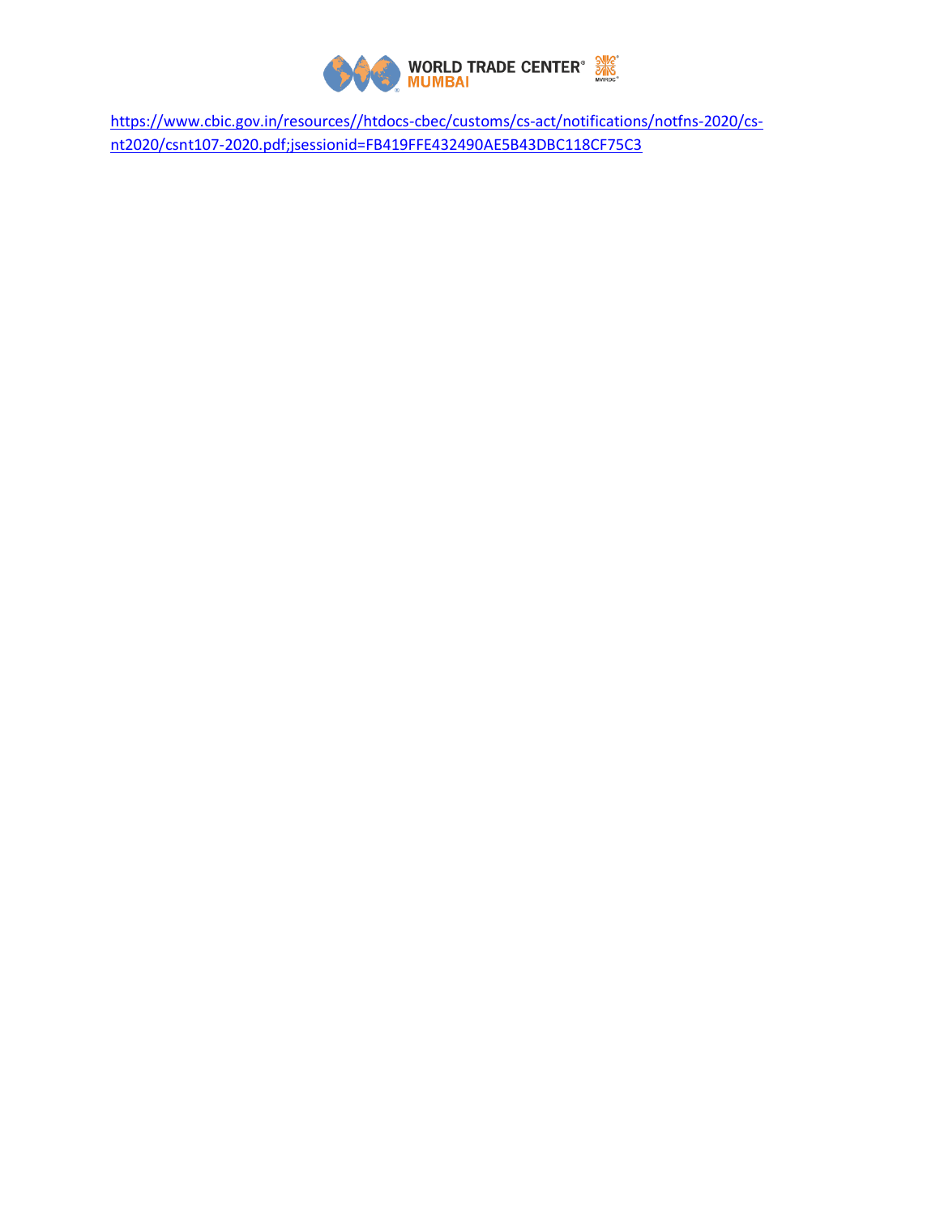https://www.cbic.gov.in/resources//htdocs-cbec/customs/cs-act/notifications/notfns-2020/cs-nt2020/csnt107-2020.pdf;jsessionid=FB419FFE432490AE5B43DBC118CF75C3